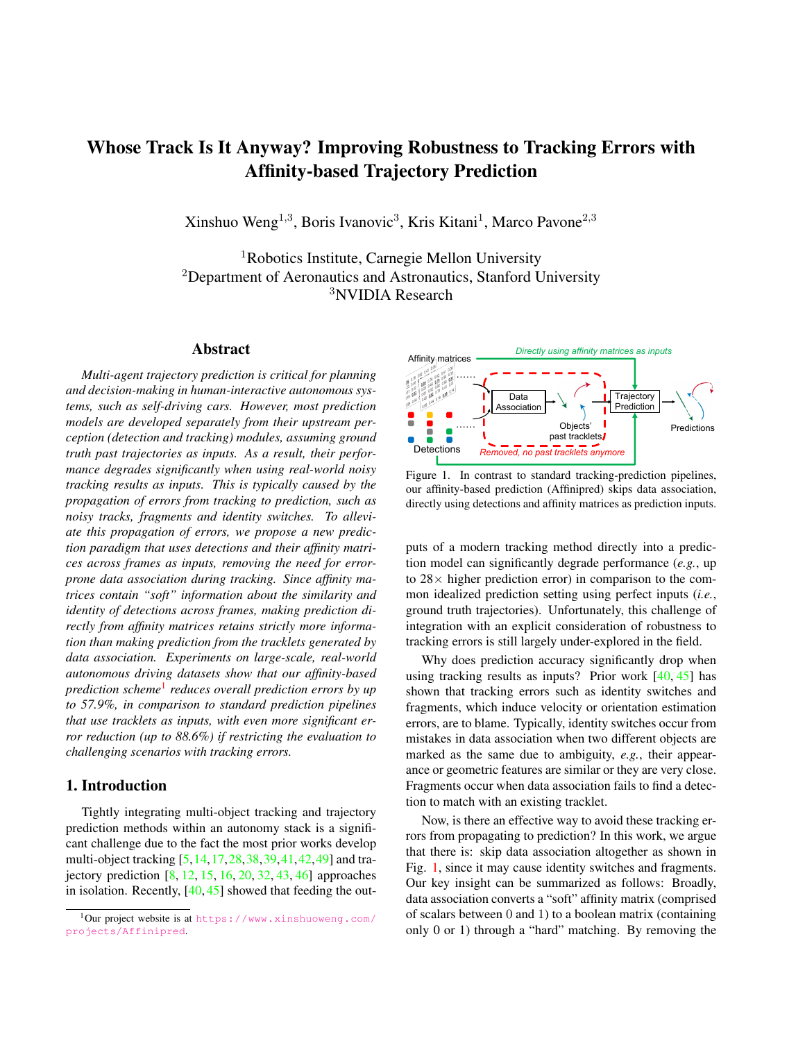# Whose Track Is It Anyway? Improving Robustness to Tracking Errors with Affinity-based Trajectory Prediction

Xinshuo Weng[1,3], Boris Ivanovic[3], Kris Kitani[1], Marco Pavone[2,3]

[1]Robotics Institute, Carnegie Mellon University
[2]Department of Aeronautics and Astronautics, Stanford University
[3]NVIDIA Research

## Abstract

*Multi-agent trajectory prediction is critical for planning and decision-making in human-interactive autonomous systems, such as self-driving cars. However, most prediction models are developed separately from their upstream perception (detection and tracking) modules, assuming ground truth past trajectories as inputs. As a result, their performance degrades significantly when using real-world noisy tracking results as inputs. This is typically caused by the propagation of errors from tracking to prediction, such as noisy tracks, fragments and identity switches. To alleviate this propagation of errors, we propose a new prediction paradigm that uses detections and their affinity matrices across frames as inputs, removing the need for error-prone data association during tracking. Since affinity matrices contain "soft" information about the similarity and identity of detections across frames, making prediction directly from affinity matrices retains strictly more information than making prediction from the tracklets generated by data association. Experiments on large-scale, real-world autonomous driving datasets show that our affinity-based prediction scheme[1] reduces overall prediction errors by up to 57.9%, in comparison to standard prediction pipelines that use tracklets as inputs, with even more significant error reduction (up to 88.6%) if restricting the evaluation to challenging scenarios with tracking errors.*

## 1. Introduction

Tightly integrating multi-object tracking and trajectory prediction methods within an autonomy stack is a significant challenge due to the fact the most prior works develop multi-object tracking [5,14,17,28,38,39,41,42,49] and trajectory prediction [8, 12, 15, 16, 20, 32, 43, 46] approaches in isolation. Recently, [40, 45] showed that feeding the outputs of a modern tracking method directly into a prediction model can significantly degrade performance (*e.g.*, up to 28× higher prediction error) in comparison to the common idealized prediction setting using perfect inputs (*i.e.*, ground truth trajectories). Unfortunately, this challenge of integration with an explicit consideration of robustness to tracking errors is still largely under-explored in the field.

Figure 1. In contrast to standard tracking-prediction pipelines, our affinity-based prediction (Affinipred) skips data association, directly using detections and affinity matrices as prediction inputs.

Why does prediction accuracy significantly drop when using tracking results as inputs? Prior work [40, 45] has shown that tracking errors such as identity switches and fragments, which induce velocity or orientation estimation errors, are to blame. Typically, identity switches occur from mistakes in data association when two different objects are marked as the same due to ambiguity, *e.g.*, their appearance or geometric features are similar or they are very close. Fragments occur when data association fails to find a detection to match with an existing tracklet.

Now, is there an effective way to avoid these tracking errors from propagating to prediction? In this work, we argue that there is: skip data association altogether as shown in Fig. 1, since it may cause identity switches and fragments. Our key insight can be summarized as follows: Broadly, data association converts a "soft" affinity matrix (comprised of scalars between 0 and 1) to a boolean matrix (containing only 0 or 1) through a "hard" matching. By removing the

[1]Our project website is at https://www.xinshuoweng.com/projects/Affinipred.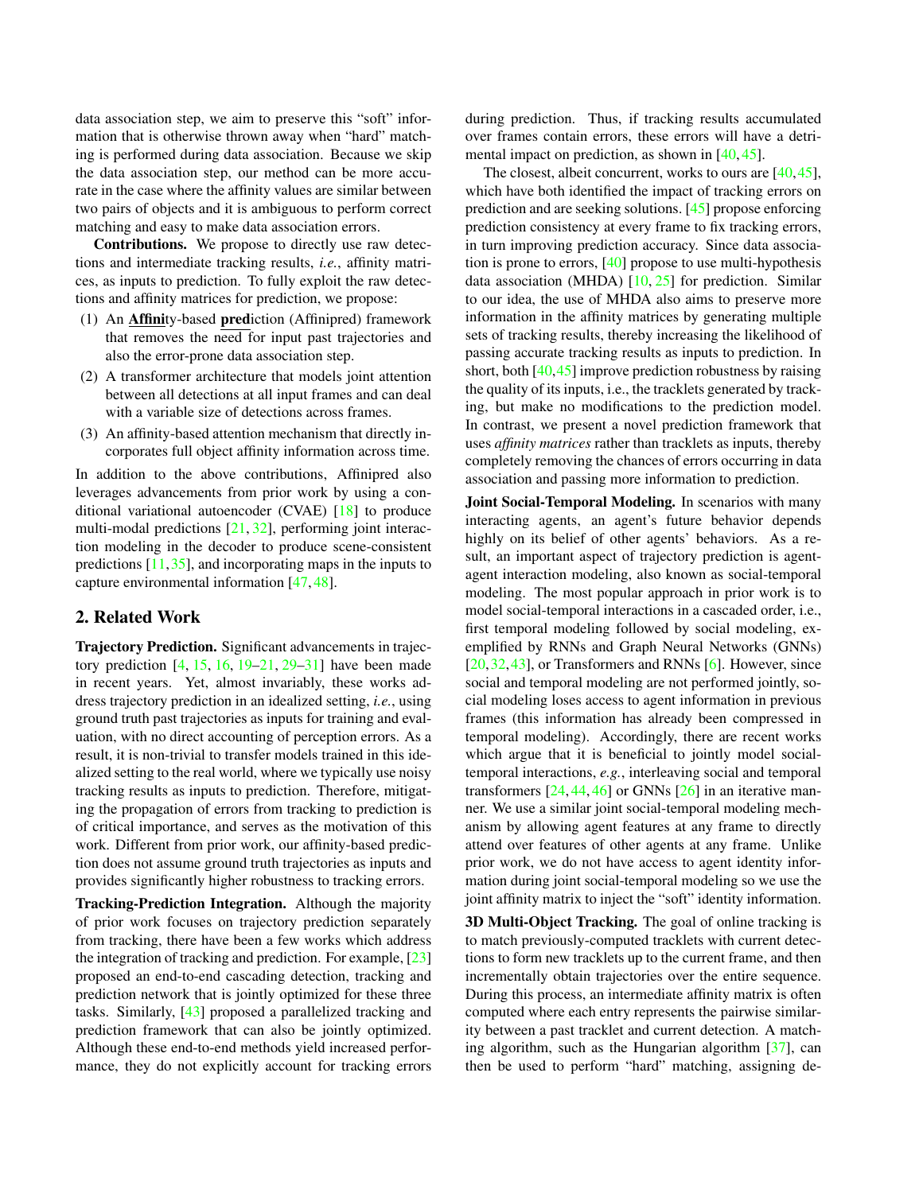data association step, we aim to preserve this "soft" information that is otherwise thrown away when "hard" matching is performed during data association. Because we skip the data association step, our method can be more accurate in the case where the affinity values are similar between two pairs of objects and it is ambiguous to perform correct matching and easy to make data association errors.

**Contributions.** We propose to directly use raw detections and intermediate tracking results, *i.e.*, affinity matrices, as inputs to prediction. To fully exploit the raw detections and affinity matrices for prediction, we propose:

1. An **Affini**ty-based **pred**iction (Affinipred) framework that removes the need for input past trajectories and also the error-prone data association step.
2. A transformer architecture that models joint attention between all detections at all input frames and can deal with a variable size of detections across frames.
3. An affinity-based attention mechanism that directly incorporates full object affinity information across time.

In addition to the above contributions, Affinipred also leverages advancements from prior work by using a conditional variational autoencoder (CVAE) [18] to produce multi-modal predictions [21, 32], performing joint interaction modeling in the decoder to produce scene-consistent predictions [11, 35], and incorporating maps in the inputs to capture environmental information [47, 48].

## 2. Related Work

**Trajectory Prediction.** Significant advancements in trajectory prediction [4, 15, 16, 19–21, 29–31] have been made in recent years. Yet, almost invariably, these works address trajectory prediction in an idealized setting, *i.e.*, using ground truth past trajectories as inputs for training and evaluation, with no direct accounting of perception errors. As a result, it is non-trivial to transfer models trained in this idealized setting to the real world, where we typically use noisy tracking results as inputs to prediction. Therefore, mitigating the propagation of errors from tracking to prediction is of critical importance, and serves as the motivation of this work. Different from prior work, our affinity-based prediction does not assume ground truth trajectories as inputs and provides significantly higher robustness to tracking errors.

**Tracking-Prediction Integration.** Although the majority of prior work focuses on trajectory prediction separately from tracking, there have been a few works which address the integration of tracking and prediction. For example, [23] proposed an end-to-end cascading detection, tracking and prediction network that is jointly optimized for these three tasks. Similarly, [43] proposed a parallelized tracking and prediction framework that can also be jointly optimized. Although these end-to-end methods yield increased performance, they do not explicitly account for tracking errors during prediction. Thus, if tracking results accumulated over frames contain errors, these errors will have a detrimental impact on prediction, as shown in [40, 45].

The closest, albeit concurrent, works to ours are [40, 45], which have both identified the impact of tracking errors on prediction and are seeking solutions. [45] propose enforcing prediction consistency at every frame to fix tracking errors, in turn improving prediction accuracy. Since data association is prone to errors, [40] propose to use multi-hypothesis data association (MHDA) [10, 25] for prediction. Similar to our idea, the use of MHDA also aims to preserve more information in the affinity matrices by generating multiple sets of tracking results, thereby increasing the likelihood of passing accurate tracking results as inputs to prediction. In short, both [40, 45] improve prediction robustness by raising the quality of its inputs, i.e., the tracklets generated by tracking, but make no modifications to the prediction model. In contrast, we present a novel prediction framework that uses *affinity matrices* rather than tracklets as inputs, thereby completely removing the chances of errors occurring in data association and passing more information to prediction.

**Joint Social-Temporal Modeling.** In scenarios with many interacting agents, an agent's future behavior depends highly on its belief of other agents' behaviors. As a result, an important aspect of trajectory prediction is agent-agent interaction modeling, also known as social-temporal modeling. The most popular approach in prior work is to model social-temporal interactions in a cascaded order, i.e., first temporal modeling followed by social modeling, exemplified by RNNs and Graph Neural Networks (GNNs) [20, 32, 43], or Transformers and RNNs [6]. However, since social and temporal modeling are not performed jointly, social modeling loses access to agent information in previous frames (this information has already been compressed in temporal modeling). Accordingly, there are recent works which argue that it is beneficial to jointly model social-temporal interactions, *e.g.*, interleaving social and temporal transformers [24, 44, 46] or GNNs [26] in an iterative manner. We use a similar joint social-temporal modeling mechanism by allowing agent features at any frame to directly attend over features of other agents at any frame. Unlike prior work, we do not have access to agent identity information during joint social-temporal modeling so we use the joint affinity matrix to inject the "soft" identity information.

**3D Multi-Object Tracking.** The goal of online tracking is to match previously-computed tracklets with current detections to form new tracklets up to the current frame, and then incrementally obtain trajectories over the entire sequence. During this process, an intermediate affinity matrix is often computed where each entry represents the pairwise similarity between a past tracklet and current detection. A matching algorithm, such as the Hungarian algorithm [37], can then be used to perform "hard" matching, assigning de-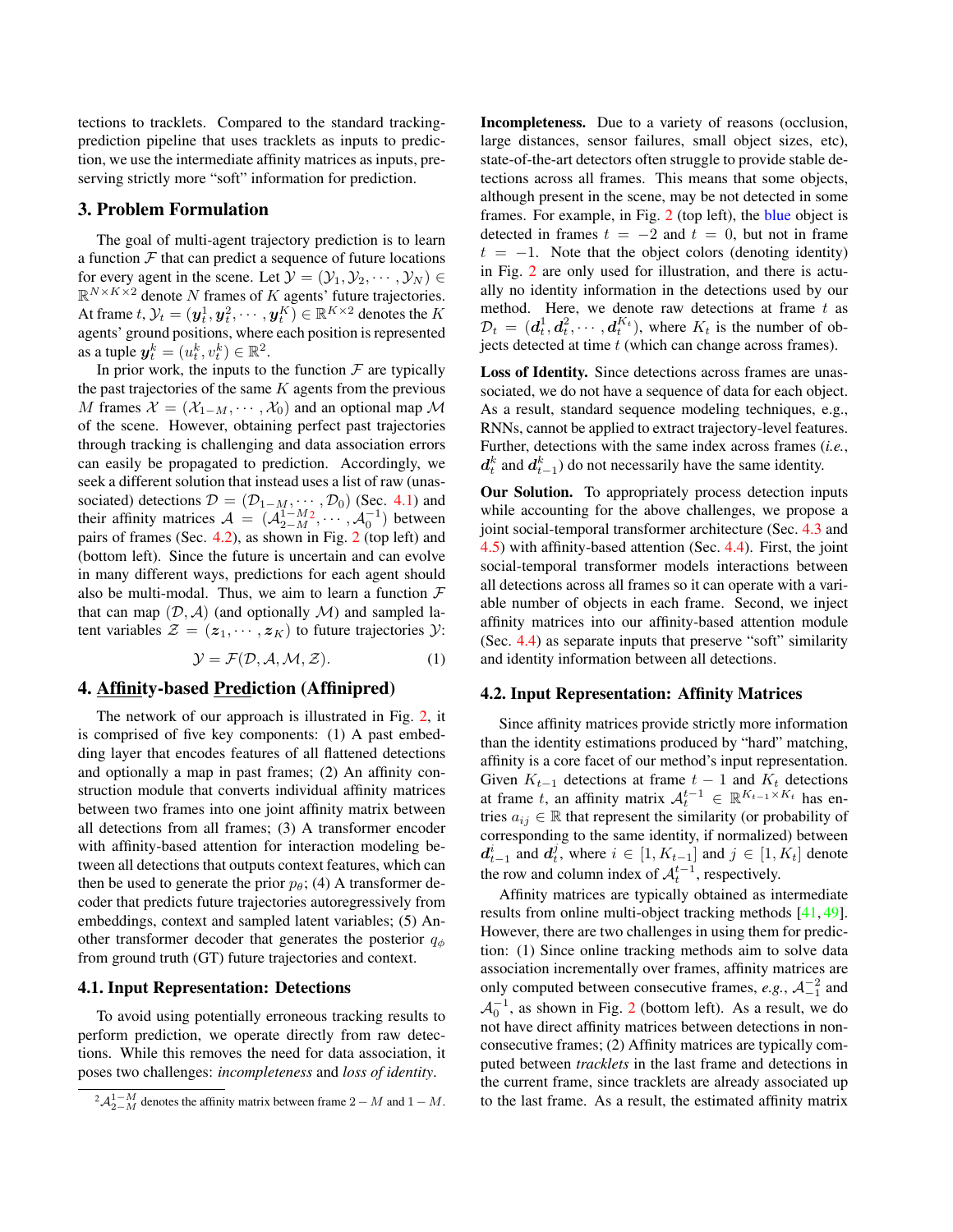tections to tracklets. Compared to the standard tracking-prediction pipeline that uses tracklets as inputs to prediction, we use the intermediate affinity matrices as inputs, preserving strictly more "soft" information for prediction.

## 3. Problem Formulation

The goal of multi-agent trajectory prediction is to learn a function $\mathcal{F}$ that can predict a sequence of future locations for every agent in the scene. Let $\mathcal{Y} = (\mathcal{Y}_1, \mathcal{Y}_2, \cdots, \mathcal{Y}_N) \in \mathbb{R}^{N \times K \times 2}$ denote $N$ frames of $K$ agents' future trajectories. At frame $t$, $\mathcal{Y}_t = (\boldsymbol{y}_t^1, \boldsymbol{y}_t^2, \cdots, \boldsymbol{y}_t^K) \in \mathbb{R}^{K \times 2}$ denotes the $K$ agents' ground positions, where each position is represented as a tuple $\boldsymbol{y}_t^k = (u_t^k, v_t^k) \in \mathbb{R}^2$.

In prior work, the inputs to the function $\mathcal{F}$ are typically the past trajectories of the same $K$ agents from the previous $M$ frames $\mathcal{X} = (\mathcal{X}_{1-M}, \cdots, \mathcal{X}_0)$ and an optional map $\mathcal{M}$ of the scene. However, obtaining perfect past trajectories through tracking is challenging and data association errors can easily be propagated to prediction. Accordingly, we seek a different solution that instead uses a list of raw (unassociated) detections $\mathcal{D} = (\mathcal{D}_{1-M}, \cdots, \mathcal{D}_0)$ (Sec. 4.1) and their affinity matrices $\mathcal{A} = (\mathcal{A}_{2-M}^{1-M}$[2]$, \cdots, \mathcal{A}_0^{-1})$ between pairs of frames (Sec. 4.2), as shown in Fig. 2 (top left) and (bottom left). Since the future is uncertain and can evolve in many different ways, predictions for each agent should also be multi-modal. Thus, we aim to learn a function $\mathcal{F}$ that can map $(\mathcal{D}, \mathcal{A})$ (and optionally $\mathcal{M}$) and sampled latent variables $\mathcal{Z} = (\boldsymbol{z}_1, \cdots, \boldsymbol{z}_K)$ to future trajectories $\mathcal{Y}$:

$$\mathcal{Y} = \mathcal{F}(\mathcal{D}, \mathcal{A}, \mathcal{M}, \mathcal{Z}). \tag{1}$$

## 4. Affinity-based Prediction (Affinipred)

The network of our approach is illustrated in Fig. 2, it is comprised of five key components: (1) A past embedding layer that encodes features of all flattened detections and optionally a map in past frames; (2) An affinity construction module that converts individual affinity matrices between two frames into one joint affinity matrix between all detections from all frames; (3) A transformer encoder with affinity-based attention for interaction modeling between all detections that outputs context features, which can then be used to generate the prior $p_\theta$; (4) A transformer decoder that predicts future trajectories autoregressively from embeddings, context and sampled latent variables; (5) Another transformer decoder that generates the posterior $q_\phi$ from ground truth (GT) future trajectories and context.

### 4.1. Input Representation: Detections

To avoid using potentially erroneous tracking results to perform prediction, we operate directly from raw detections. While this removes the need for data association, it poses two challenges: *incompleteness* and *loss of identity*.

[2] $\mathcal{A}_{2-M}^{1-M}$ denotes the affinity matrix between frame $2-M$ and $1-M$.

**Incompleteness.** Due to a variety of reasons (occlusion, large distances, sensor failures, small object sizes, etc), state-of-the-art detectors often struggle to provide stable detections across all frames. This means that some objects, although present in the scene, may be not detected in some frames. For example, in Fig. 2 (top left), the blue object is detected in frames $t = -2$ and $t = 0$, but not in frame $t = -1$. Note that the object colors (denoting identity) in Fig. 2 are only used for illustration, and there is actually no identity information in the detections used by our method. Here, we denote raw detections at frame $t$ as $\mathcal{D}_t = (\boldsymbol{d}_t^1, \boldsymbol{d}_t^2, \cdots, \boldsymbol{d}_t^{K_t})$, where $K_t$ is the number of objects detected at time $t$ (which can change across frames).

**Loss of Identity.** Since detections across frames are unassociated, we do not have a sequence of data for each object. As a result, standard sequence modeling techniques, e.g., RNNs, cannot be applied to extract trajectory-level features. Further, detections with the same index across frames (*i.e.*, $\boldsymbol{d}_t^k$ and $\boldsymbol{d}_{t-1}^k$) do not necessarily have the same identity.

**Our Solution.** To appropriately process detection inputs while accounting for the above challenges, we propose a joint social-temporal transformer architecture (Sec. 4.3 and 4.5) with affinity-based attention (Sec. 4.4). First, the joint social-temporal transformer models interactions between all detections across all frames so it can operate with a variable number of objects in each frame. Second, we inject affinity matrices into our affinity-based attention module (Sec. 4.4) as separate inputs that preserve "soft" similarity and identity information between all detections.

### 4.2. Input Representation: Affinity Matrices

Since affinity matrices provide strictly more information than the identity estimations produced by "hard" matching, affinity is a core facet of our method's input representation. Given $K_{t-1}$ detections at frame $t-1$ and $K_t$ detections at frame $t$, an affinity matrix $\mathcal{A}_t^{t-1} \in \mathbb{R}^{K_{t-1} \times K_t}$ has entries $a_{ij} \in \mathbb{R}$ that represent the similarity (or probability of corresponding to the same identity, if normalized) between $\boldsymbol{d}_{t-1}^i$ and $\boldsymbol{d}_t^j$, where $i \in [1, K_{t-1}]$ and $j \in [1, K_t]$ denote the row and column index of $\mathcal{A}_t^{t-1}$, respectively.

Affinity matrices are typically obtained as intermediate results from online multi-object tracking methods [41, 49]. However, there are two challenges in using them for prediction: (1) Since online tracking methods aim to solve data association incrementally over frames, affinity matrices are only computed between consecutive frames, *e.g.*, $\mathcal{A}_{-1}^{-2}$ and $\mathcal{A}_0^{-1}$, as shown in Fig. 2 (bottom left). As a result, we do not have direct affinity matrices between detections in non-consecutive frames; (2) Affinity matrices are typically computed between *tracklets* in the last frame and detections in the current frame, since tracklets are already associated up to the last frame. As a result, the estimated affinity matrix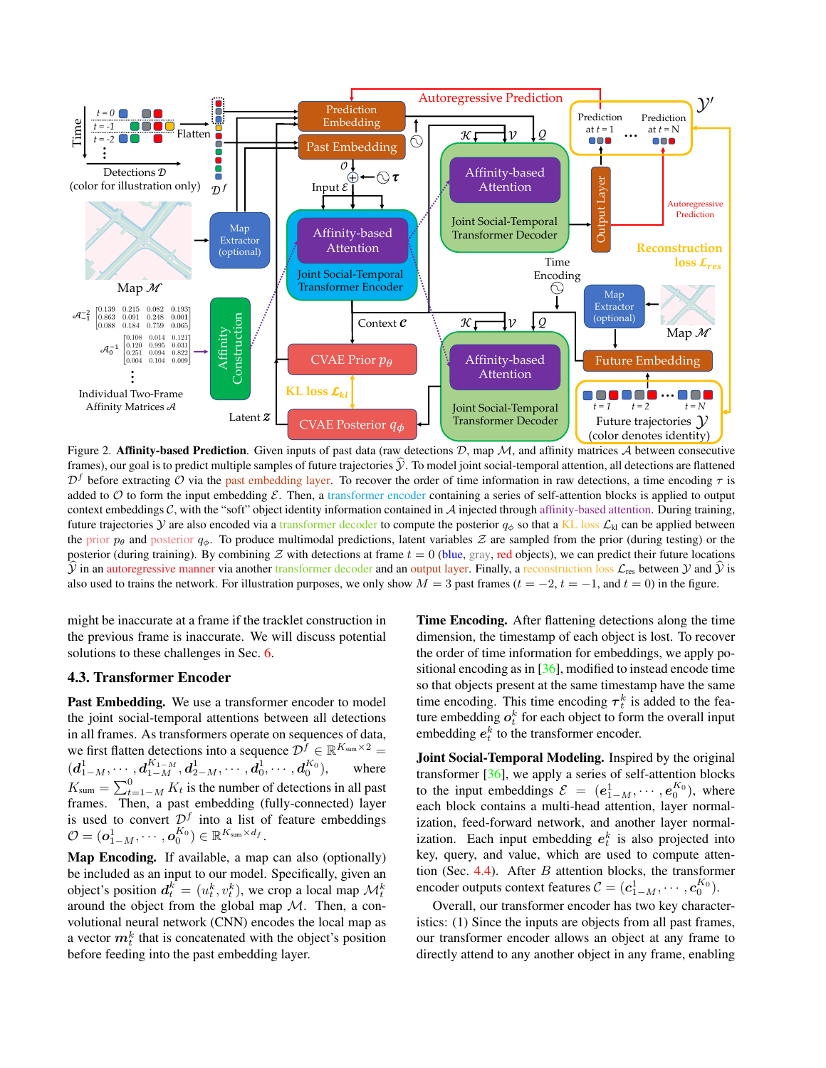Figure 2. **Affinity-based Prediction**. Given inputs of past data (raw detections $\mathcal{D}$, map $\mathcal{M}$, and affinity matrices $\mathcal{A}$ between consecutive frames), our goal is to predict multiple samples of future trajectories $\hat{\mathcal{Y}}$. To model joint social-temporal attention, all detections are flattened $\mathcal{D}^f$ before extracting $\mathcal{O}$ via the past embedding layer. To recover the order of time information in raw detections, a time encoding $\tau$ is added to $\mathcal{O}$ to form the input embedding $\mathcal{E}$. Then, a transformer encoder containing a series of self-attention blocks is applied to output context embeddings $\mathcal{C}$, with the "soft" object identity information contained in $\mathcal{A}$ injected through affinity-based attention. During training, future trajectories $\mathcal{Y}$ are also encoded via a transformer decoder to compute the posterior $q_\phi$ so that a KL loss $\mathcal{L}_{\text{kl}}$ can be applied between the prior $p_\theta$ and posterior $q_\phi$. To produce multimodal predictions, latent variables $\mathcal{Z}$ are sampled from the prior (during testing) or the posterior (during training). By combining $\mathcal{Z}$ with detections at frame $t = 0$ (blue, gray, red objects), we can predict their future locations $\hat{\mathcal{Y}}$ in an autoregressive manner via another transformer decoder and an output layer. Finally, a reconstruction loss $\mathcal{L}_{\text{res}}$ between $\mathcal{Y}$ and $\hat{\mathcal{Y}}$ is also used to trains the network. For illustration purposes, we only show $M = 3$ past frames ($t = -2$, $t = -1$, and $t = 0$) in the figure.

might be inaccurate at a frame if the tracklet construction in the previous frame is inaccurate. We will discuss potential solutions to these challenges in Sec. 6.

### 4.3. Transformer Encoder

**Past Embedding.** We use a transformer encoder to model the joint social-temporal attentions between all detections in all frames. As transformers operate on sequences of data, we first flatten detections into a sequence $\mathcal{D}^f \in \mathbb{R}^{K_{\text{sum}} \times 2} = (\boldsymbol{d}^1_{1-M}, \cdots, \boldsymbol{d}^{K_{1-M}}_{1-M}, \boldsymbol{d}^1_{2-M}, \cdots, \boldsymbol{d}^1_0, \cdots, \boldsymbol{d}^{K_0}_0)$, where $K_{\text{sum}} = \sum_{t=1-M}^{0} K_t$ is the number of detections in all past frames. Then, a past embedding (fully-connected) layer is used to convert $\mathcal{D}^f$ into a list of feature embeddings $\mathcal{O} = (\boldsymbol{o}^1_{1-M}, \cdots, \boldsymbol{o}^{K_0}_0) \in \mathbb{R}^{K_{\text{sum}} \times d_f}$.

**Map Encoding.** If available, a map can also (optionally) be included as an input to our model. Specifically, given an object's position $\boldsymbol{d}^k_t = (u^k_t, v^k_t)$, we crop a local map $\mathcal{M}^k_t$ around the object from the global map $\mathcal{M}$. Then, a convolutional neural network (CNN) encodes the local map as a vector $\boldsymbol{m}^k_t$ that is concatenated with the object's position before feeding into the past embedding layer.

**Time Encoding.** After flattening detections along the time dimension, the timestamp of each object is lost. To recover the order of time information for embeddings, we apply positional encoding as in [36], modified to instead encode time so that objects present at the same timestamp have the same time encoding. This time encoding $\boldsymbol{\tau}^k_t$ is added to the feature embedding $\boldsymbol{o}^k_t$ for each object to form the overall input embedding $\boldsymbol{e}^k_t$ to the transformer encoder.

**Joint Social-Temporal Modeling.** Inspired by the original transformer [36], we apply a series of self-attention blocks to the input embeddings $\mathcal{E} = (\boldsymbol{e}^1_{1-M}, \cdots, \boldsymbol{e}^{K_0}_0)$, where each block contains a multi-head attention, layer normalization, feed-forward network, and another layer normalization. Each input embedding $\boldsymbol{e}^k_t$ is also projected into key, query, and value, which are used to compute attention (Sec. 4.4). After $B$ attention blocks, the transformer encoder outputs context features $\mathcal{C} = (\boldsymbol{c}^1_{1-M}, \cdots, \boldsymbol{c}^{K_0}_0)$.

Overall, our transformer encoder has two key characteristics: (1) Since the inputs are objects from all past frames, our transformer encoder allows an object at any frame to directly attend to any another object in any frame, enabling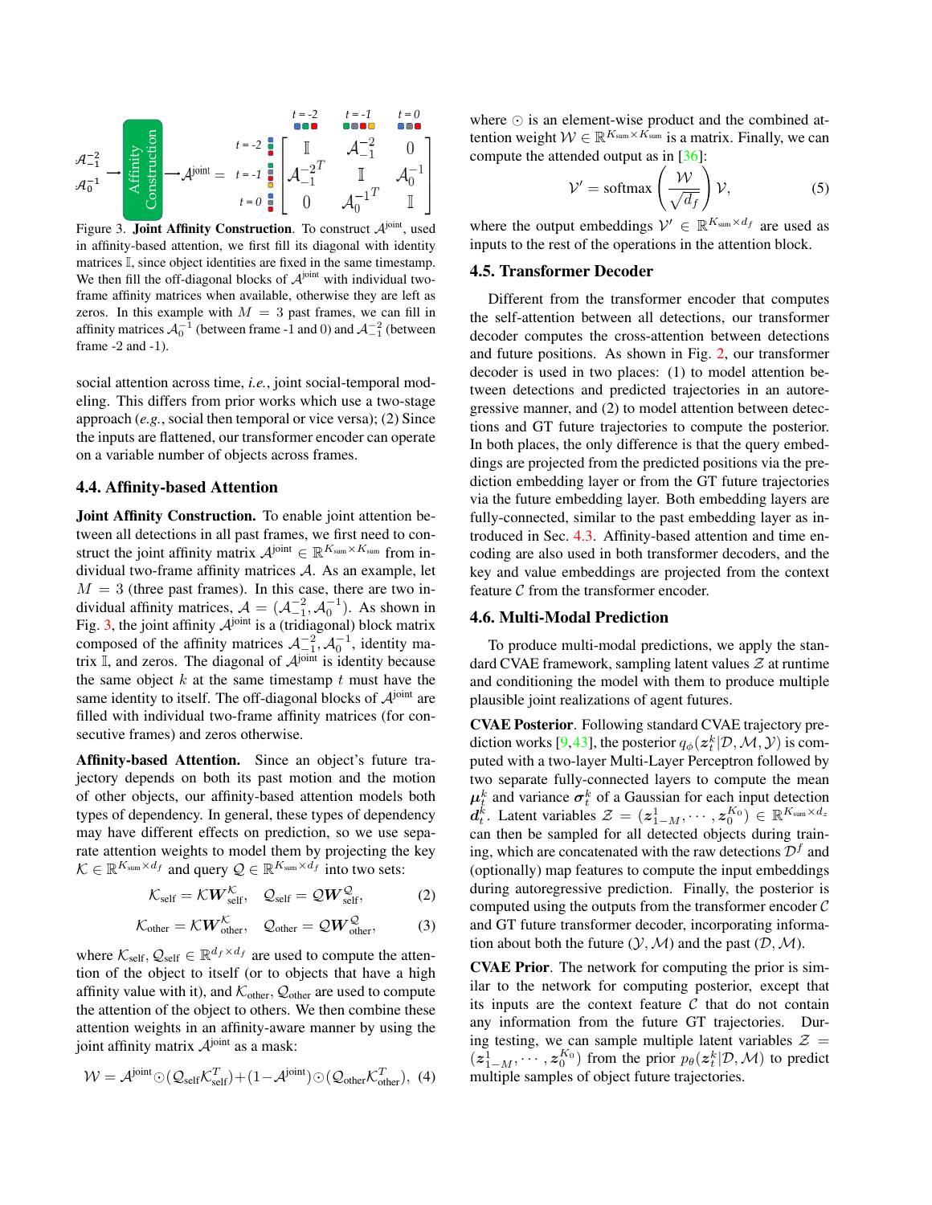$$\mathcal{A}^{\text{joint}} = \begin{bmatrix} \mathbb{I} & \mathcal{A}_{-1}^{-2} & 0 \\ \mathcal{A}_{-1}^{-2T} & \mathbb{I} & \mathcal{A}_{0}^{-1} \\ 0 & \mathcal{A}_{0}^{-1T} & \mathbb{I} \end{bmatrix}$$

Figure 3. **Joint Affinity Construction**. To construct $\mathcal{A}^{\text{joint}}$, used in affinity-based attention, we first fill its diagonal with identity matrices $\mathbb{I}$, since object identities are fixed in the same timestamp. We then fill the off-diagonal blocks of $\mathcal{A}^{\text{joint}}$ with individual two-frame affinity matrices when available, otherwise they are left as zeros. In this example with $M = 3$ past frames, we can fill in affinity matrices $\mathcal{A}_0^{-1}$ (between frame -1 and 0) and $\mathcal{A}_{-1}^{-2}$ (between frame -2 and -1).

social attention across time, *i.e.*, joint social-temporal modeling. This differs from prior works which use a two-stage approach (*e.g.*, social then temporal or vice versa); (2) Since the inputs are flattened, our transformer encoder can operate on a variable number of objects across frames.

### 4.4. Affinity-based Attention

**Joint Affinity Construction.** To enable joint attention between all detections in all past frames, we first need to construct the joint affinity matrix $\mathcal{A}^{\text{joint}} \in \mathbb{R}^{K_{\text{sum}} \times K_{\text{sum}}}$ from individual two-frame affinity matrices $\mathcal{A}$. As an example, let $M = 3$ (three past frames). In this case, there are two individual affinity matrices, $\mathcal{A} = (\mathcal{A}_{-1}^{-2}, \mathcal{A}_0^{-1})$. As shown in Fig. 3, the joint affinity $\mathcal{A}^{\text{joint}}$ is a (tridiagonal) block matrix composed of the affinity matrices $\mathcal{A}_{-1}^{-2}, \mathcal{A}_0^{-1}$, identity matrix $\mathbb{I}$, and zeros. The diagonal of $\mathcal{A}^{\text{joint}}$ is identity because the same object $k$ at the same timestamp $t$ must have the same identity to itself. The off-diagonal blocks of $\mathcal{A}^{\text{joint}}$ are filled with individual two-frame affinity matrices (for consecutive frames) and zeros otherwise.

**Affinity-based Attention.** Since an object's future trajectory depends on both its past motion and the motion of other objects, our affinity-based attention models both types of dependency. In general, these types of dependency may have different effects on prediction, so we use separate attention weights to model them by projecting the key $\mathcal{K} \in \mathbb{R}^{K_{\text{sum}} \times d_f}$ and query $\mathcal{Q} \in \mathbb{R}^{K_{\text{sum}} \times d_f}$ into two sets:

$$\mathcal{K}_{\text{self}} = \mathcal{K}\boldsymbol{W}_{\text{self}}^{\mathcal{K}}, \quad \mathcal{Q}_{\text{self}} = \mathcal{Q}\boldsymbol{W}_{\text{self}}^{\mathcal{Q}}, \tag{2}$$

$$\mathcal{K}_{\text{other}} = \mathcal{K}\boldsymbol{W}_{\text{other}}^{\mathcal{K}}, \quad \mathcal{Q}_{\text{other}} = \mathcal{Q}\boldsymbol{W}_{\text{other}}^{\mathcal{Q}}, \tag{3}$$

where $\mathcal{K}_{\text{self}}, \mathcal{Q}_{\text{self}} \in \mathbb{R}^{d_f \times d_f}$ are used to compute the attention of the object to itself (or to objects that have a high affinity value with it), and $\mathcal{K}_{\text{other}}, \mathcal{Q}_{\text{other}}$ are used to compute the attention of the object to others. We then combine these attention weights in an affinity-aware manner by using the joint affinity matrix $\mathcal{A}^{\text{joint}}$ as a mask:

$$\mathcal{W} = \mathcal{A}^{\text{joint}} \odot (\mathcal{Q}_{\text{self}}\mathcal{K}_{\text{self}}^T) + (1 - \mathcal{A}^{\text{joint}}) \odot (\mathcal{Q}_{\text{other}}\mathcal{K}_{\text{other}}^T), \tag{4}$$

where $\odot$ is an element-wise product and the combined attention weight $\mathcal{W} \in \mathbb{R}^{K_{\text{sum}} \times K_{\text{sum}}}$ is a matrix. Finally, we can compute the attended output as in [36]:

$$\mathcal{V}' = \text{softmax}\left(\frac{\mathcal{W}}{\sqrt{d_f}}\right)\mathcal{V}, \tag{5}$$

where the output embeddings $\mathcal{V}' \in \mathbb{R}^{K_{\text{sum}} \times d_f}$ are used as inputs to the rest of the operations in the attention block.

### 4.5. Transformer Decoder

Different from the transformer encoder that computes the self-attention between all detections, our transformer decoder computes the cross-attention between detections and future positions. As shown in Fig. 2, our transformer decoder is used in two places: (1) to model attention between detections and predicted trajectories in an autoregressive manner, and (2) to model attention between detections and GT future trajectories to compute the posterior. In both places, the only difference is that the query embeddings are projected from the predicted positions via the prediction embedding layer or from the GT future trajectories via the future embedding layer. Both embedding layers are fully-connected, similar to the past embedding layer as introduced in Sec. 4.3. Affinity-based attention and time encoding are also used in both transformer decoders, and the key and value embeddings are projected from the context feature $\mathcal{C}$ from the transformer encoder.

### 4.6. Multi-Modal Prediction

To produce multi-modal predictions, we apply the standard CVAE framework, sampling latent values $\mathcal{Z}$ at runtime and conditioning the model with them to produce multiple plausible joint realizations of agent futures.

**CVAE Posterior**. Following standard CVAE trajectory prediction works [9,43], the posterior $q_\phi(\boldsymbol{z}_t^k|\mathcal{D}, \mathcal{M}, \mathcal{Y})$ is computed with a two-layer Multi-Layer Perceptron followed by two separate fully-connected layers to compute the mean $\boldsymbol{\mu}_t^k$ and variance $\boldsymbol{\sigma}_t^k$ of a Gaussian for each input detection $\boldsymbol{d}_t^k$. Latent variables $\mathcal{Z} = (\boldsymbol{z}_{1-M}^1, \cdots, \boldsymbol{z}_0^{K_0}) \in \mathbb{R}^{K_{\text{sum}} \times d_z}$ can then be sampled for all detected objects during training, which are concatenated with the raw detections $\mathcal{D}^f$ and (optionally) map features to compute the input embeddings during autoregressive prediction. Finally, the posterior is computed using the outputs from the transformer encoder $\mathcal{C}$ and GT future transformer decoder, incorporating information about both the future $(\mathcal{Y}, \mathcal{M})$ and the past $(\mathcal{D}, \mathcal{M})$.

**CVAE Prior**. The network for computing the prior is similar to the network for computing posterior, except that its inputs are the context feature $\mathcal{C}$ that do not contain any information from the future GT trajectories. During testing, we can sample multiple latent variables $\mathcal{Z} = (\boldsymbol{z}_{1-M}^1, \cdots, \boldsymbol{z}_0^{K_0})$ from the prior $p_\theta(\boldsymbol{z}_t^k|\mathcal{D}, \mathcal{M})$ to predict multiple samples of object future trajectories.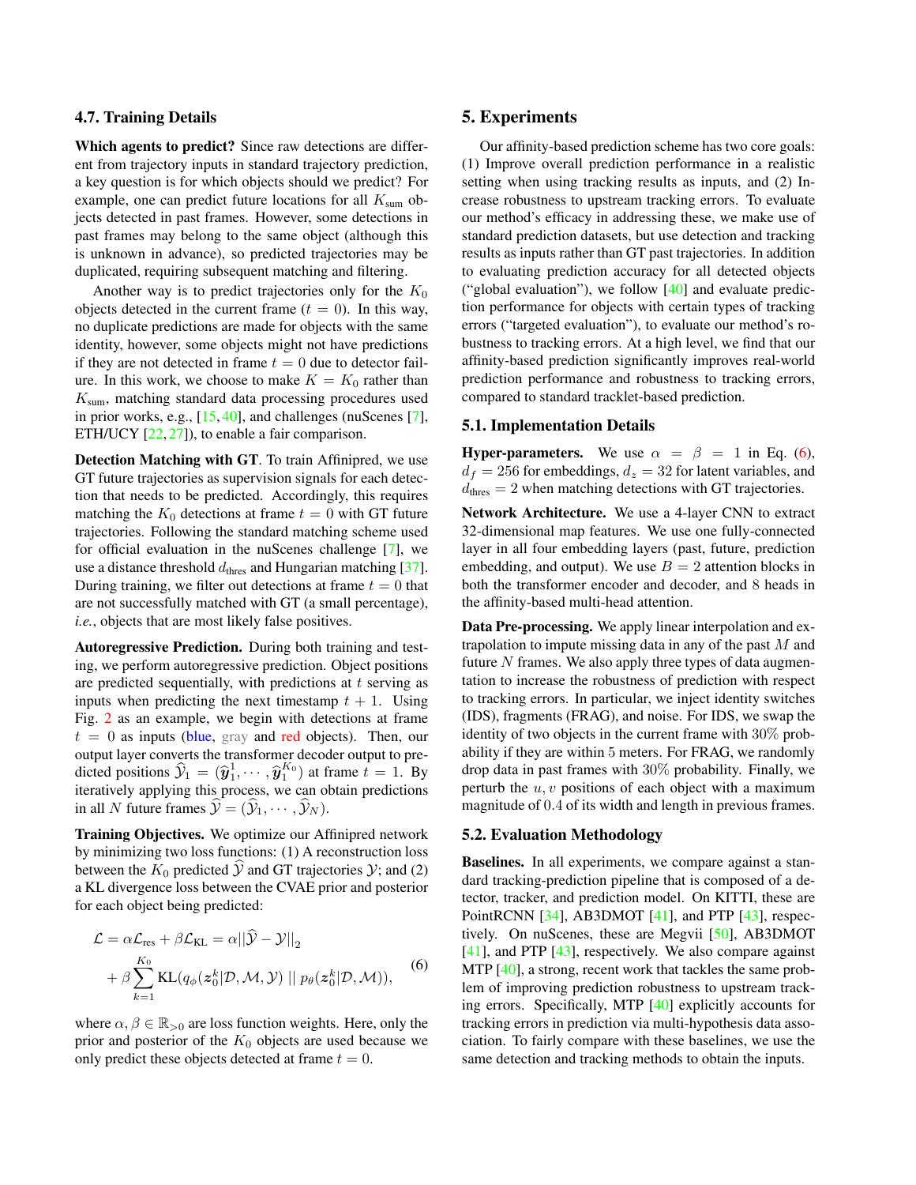### 4.7. Training Details

**Which agents to predict?** Since raw detections are different from trajectory inputs in standard trajectory prediction, a key question is for which objects should we predict? For example, one can predict future locations for all $K_{\text{sum}}$ objects detected in past frames. However, some detections in past frames may belong to the same object (although this is unknown in advance), so predicted trajectories may be duplicated, requiring subsequent matching and filtering.

Another way is to predict trajectories only for the $K_0$ objects detected in the current frame ($t = 0$). In this way, no duplicate predictions are made for objects with the same identity, however, some objects might not have predictions if they are not detected in frame $t = 0$ due to detector failure. In this work, we choose to make $K = K_0$ rather than $K_{\text{sum}}$, matching standard data processing procedures used in prior works, e.g., [15, 40], and challenges (nuScenes [7], ETH/UCY [22, 27]), to enable a fair comparison.

**Detection Matching with GT**. To train Affinipred, we use GT future trajectories as supervision signals for each detection that needs to be predicted. Accordingly, this requires matching the $K_0$ detections at frame $t = 0$ with GT future trajectories. Following the standard matching scheme used for official evaluation in the nuScenes challenge [7], we use a distance threshold $d_{\text{thres}}$ and Hungarian matching [37]. During training, we filter out detections at frame $t = 0$ that are not successfully matched with GT (a small percentage), *i.e.*, objects that are most likely false positives.

**Autoregressive Prediction.** During both training and testing, we perform autoregressive prediction. Object positions are predicted sequentially, with predictions at $t$ serving as inputs when predicting the next timestamp $t + 1$. Using Fig. 2 as an example, we begin with detections at frame $t = 0$ as inputs (blue, gray and red objects). Then, our output layer converts the transformer decoder output to predicted positions $\widehat{\mathcal{Y}}_1 = (\widehat{\boldsymbol{y}}_1^1, \cdots, \widehat{\boldsymbol{y}}_1^{K_0})$ at frame $t = 1$. By iteratively applying this process, we can obtain predictions in all $N$ future frames $\widehat{\mathcal{Y}} = (\widehat{\mathcal{Y}}_1, \cdots, \widehat{\mathcal{Y}}_N)$.

**Training Objectives.** We optimize our Affinipred network by minimizing two loss functions: (1) A reconstruction loss between the $K_0$ predicted $\widehat{\mathcal{Y}}$ and GT trajectories $\mathcal{Y}$; and (2) a KL divergence loss between the CVAE prior and posterior for each object being predicted:

$$
\begin{aligned}
\mathcal{L} = \alpha \mathcal{L}_{\text{res}} + \beta \mathcal{L}_{\text{KL}} = \alpha ||\widehat{\mathcal{Y}} - \mathcal{Y}||_2 \\
+ \beta \sum_{k=1}^{K_0} \text{KL}(q_\phi(\boldsymbol{z}_0^k | \mathcal{D}, \mathcal{M}, \mathcal{Y}) \; || \; p_\theta(\boldsymbol{z}_0^k | \mathcal{D}, \mathcal{M})),
\end{aligned}
\tag{6}
$$

where $\alpha, \beta \in \mathbb{R}_{>0}$ are loss function weights. Here, only the prior and posterior of the $K_0$ objects are used because we only predict these objects detected at frame $t = 0$.

## 5. Experiments

Our affinity-based prediction scheme has two core goals: (1) Improve overall prediction performance in a realistic setting when using tracking results as inputs, and (2) Increase robustness to upstream tracking errors. To evaluate our method's efficacy in addressing these, we make use of standard prediction datasets, but use detection and tracking results as inputs rather than GT past trajectories. In addition to evaluating prediction accuracy for all detected objects ("global evaluation"), we follow [40] and evaluate prediction performance for objects with certain types of tracking errors ("targeted evaluation"), to evaluate our method's robustness to tracking errors. At a high level, we find that our affinity-based prediction significantly improves real-world prediction performance and robustness to tracking errors, compared to standard tracklet-based prediction.

### 5.1. Implementation Details

**Hyper-parameters.** We use $\alpha = \beta = 1$ in Eq. (6), $d_f = 256$ for embeddings, $d_z = 32$ for latent variables, and $d_{\text{thres}} = 2$ when matching detections with GT trajectories.

**Network Architecture.** We use a 4-layer CNN to extract 32-dimensional map features. We use one fully-connected layer in all four embedding layers (past, future, prediction embedding, and output). We use $B = 2$ attention blocks in both the transformer encoder and decoder, and 8 heads in the affinity-based multi-head attention.

**Data Pre-processing.** We apply linear interpolation and extrapolation to impute missing data in any of the past $M$ and future $N$ frames. We also apply three types of data augmentation to increase the robustness of prediction with respect to tracking errors. In particular, we inject identity switches (IDS), fragments (FRAG), and noise. For IDS, we swap the identity of two objects in the current frame with 30% probability if they are within 5 meters. For FRAG, we randomly drop data in past frames with 30% probability. Finally, we perturb the $u, v$ positions of each object with a maximum magnitude of 0.4 of its width and length in previous frames.

### 5.2. Evaluation Methodology

**Baselines.** In all experiments, we compare against a standard tracking-prediction pipeline that is composed of a detector, tracker, and prediction model. On KITTI, these are PointRCNN [34], AB3DMOT [41], and PTP [43], respectively. On nuScenes, these are Megvii [50], AB3DMOT [41], and PTP [43], respectively. We also compare against MTP [40], a strong, recent work that tackles the same problem of improving prediction robustness to upstream tracking errors. Specifically, MTP [40] explicitly accounts for tracking errors in prediction via multi-hypothesis data association. To fairly compare with these baselines, we use the same detection and tracking methods to obtain the inputs.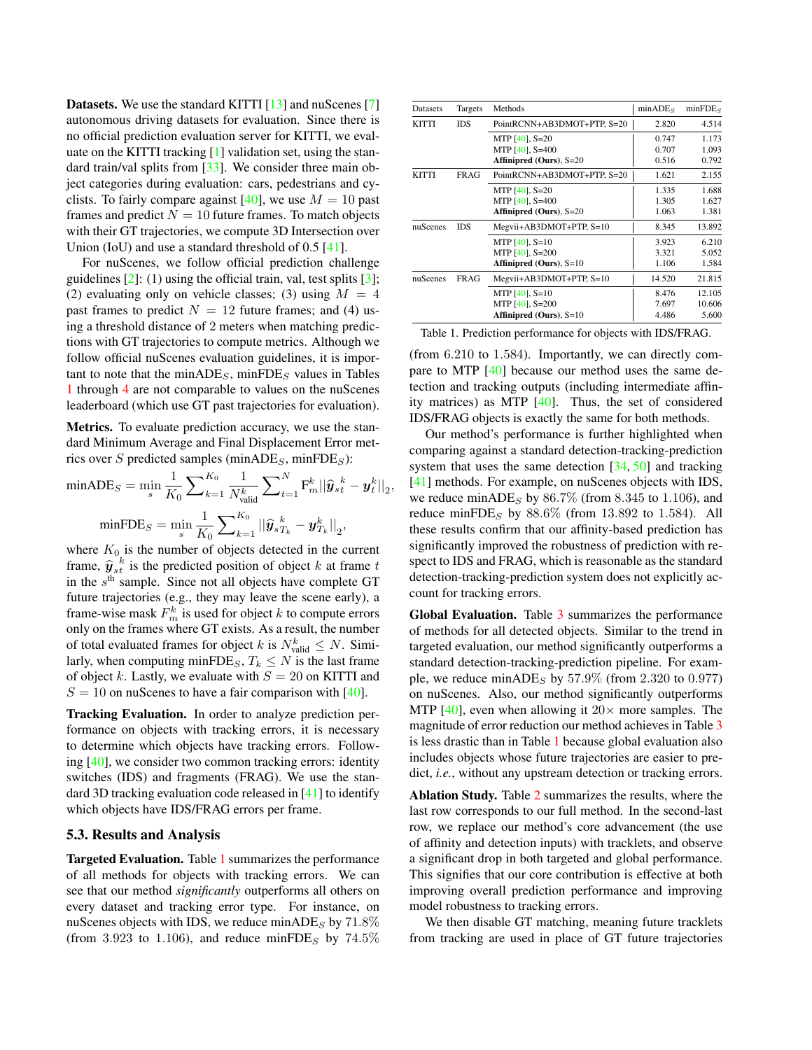**Datasets.** We use the standard KITTI [13] and nuScenes [7] autonomous driving datasets for evaluation. Since there is no official prediction evaluation server for KITTI, we evaluate on the KITTI tracking [1] validation set, using the standard train/val splits from [33]. We consider three main object categories during evaluation: cars, pedestrians and cyclists. To fairly compare against [40], we use $M = 10$ past frames and predict $N = 10$ future frames. To match objects with their GT trajectories, we compute 3D Intersection over Union (IoU) and use a standard threshold of 0.5 [41].

For nuScenes, we follow official prediction challenge guidelines [2]: (1) using the official train, val, test splits [3]; (2) evaluating only on vehicle classes; (3) using $M = 4$ past frames to predict $N = 12$ future frames; and (4) using a threshold distance of 2 meters when matching predictions with GT trajectories to compute metrics. Although we follow official nuScenes evaluation guidelines, it is important to note that the $\text{minADE}_S$, $\text{minFDE}_S$ values in Tables 1 through 4 are not comparable to values on the nuScenes leaderboard (which use GT past trajectories for evaluation).

**Metrics.** To evaluate prediction accuracy, we use the standard Minimum Average and Final Displacement Error metrics over $S$ predicted samples ($\text{minADE}_S$, $\text{minFDE}_S$):

$$\text{minADE}_S = \min_s \frac{1}{K_0} \sum_{k=1}^{K_0} \frac{1}{N_{\text{valid}}^k} \sum_{t=1}^{N} \text{F}_m^k ||\widehat{\boldsymbol{y}}_{st}^{\ k} - \boldsymbol{y}_t^k||_2,$$

$$\text{minFDE}_S = \min_s \frac{1}{K_0} \sum_{k=1}^{K_0} ||\widehat{\boldsymbol{y}}_{sT_k}^{\ k} - \boldsymbol{y}_{T_k}^k||_2,$$

where $K_0$ is the number of objects detected in the current frame, $\widehat{\boldsymbol{y}}_{st}^{\ k}$ is the predicted position of object $k$ at frame $t$ in the $s^{\text{th}}$ sample. Since not all objects have complete GT future trajectories (e.g., they may leave the scene early), a frame-wise mask $F_m^k$ is used for object $k$ to compute errors only on the frames where GT exists. As a result, the number of total evaluated frames for object $k$ is $N_{\text{valid}}^k \leq N$. Similarly, when computing $\text{minFDE}_S$, $T_k \leq N$ is the last frame of object $k$. Lastly, we evaluate with $S = 20$ on KITTI and $S = 10$ on nuScenes to have a fair comparison with [40].

**Tracking Evaluation.** In order to analyze prediction performance on objects with tracking errors, it is necessary to determine which objects have tracking errors. Following [40], we consider two common tracking errors: identity switches (IDS) and fragments (FRAG). We use the standard 3D tracking evaluation code released in [41] to identify which objects have IDS/FRAG errors per frame.

### 5.3. Results and Analysis

**Targeted Evaluation.** Table 1 summarizes the performance of all methods for objects with tracking errors. We can see that our method *significantly* outperforms all others on every dataset and tracking error type. For instance, on nuScenes objects with IDS, we reduce $\text{minADE}_S$ by 71.8% (from 3.923 to 1.106), and reduce $\text{minFDE}_S$ by 74.5% (from 6.210 to 1.584). Importantly, we can directly compare to MTP [40] because our method uses the same detection and tracking outputs (including intermediate affinity matrices) as MTP [40]. Thus, the set of considered IDS/FRAG objects is exactly the same for both methods.

| Datasets | Targets | Methods | $\text{minADE}_S$ | $\text{minFDE}_S$ |
|---|---|---|---|---|
| KITTI | IDS | PointRCNN+AB3DMOT+PTP, S=20 | 2.820 | 4.514 |
| | | MTP [40], S=20 | 0.747 | 1.173 |
| | | MTP [40], S=400 | 0.707 | 1.093 |
| | | **Affinipred (Ours)**, S=20 | 0.516 | 0.792 |
| KITTI | FRAG | PointRCNN+AB3DMOT+PTP, S=20 | 1.621 | 2.155 |
| | | MTP [40], S=20 | 1.335 | 1.688 |
| | | MTP [40], S=400 | 1.305 | 1.627 |
| | | **Affinipred (Ours)**, S=20 | 1.063 | 1.381 |
| nuScenes | IDS | Megvii+AB3DMOT+PTP, S=10 | 8.345 | 13.892 |
| | | MTP [40], S=10 | 3.923 | 6.210 |
| | | MTP [40], S=200 | 3.321 | 5.052 |
| | | **Affinipred (Ours)**, S=10 | 1.106 | 1.584 |
| nuScenes | FRAG | Megvii+AB3DMOT+PTP, S=10 | 14.520 | 21.815 |
| | | MTP [40], S=10 | 8.476 | 12.105 |
| | | MTP [40], S=200 | 7.697 | 10.606 |
| | | **Affinipred (Ours)**, S=10 | 4.486 | 5.600 |

Table 1. Prediction performance for objects with IDS/FRAG.

Our method's performance is further highlighted when comparing against a standard detection-tracking-prediction system that uses the same detection [34, 50] and tracking [41] methods. For example, on nuScenes objects with IDS, we reduce $\text{minADE}_S$ by 86.7% (from 8.345 to 1.106), and reduce $\text{minFDE}_S$ by 88.6% (from 13.892 to 1.584). All these results confirm that our affinity-based prediction has significantly improved the robustness of prediction with respect to IDS and FRAG, which is reasonable as the standard detection-tracking-prediction system does not explicitly account for tracking errors.

**Global Evaluation.** Table 3 summarizes the performance of methods for all detected objects. Similar to the trend in targeted evaluation, our method significantly outperforms a standard detection-tracking-prediction pipeline. For example, we reduce $\text{minADE}_S$ by 57.9% (from 2.320 to 0.977) on nuScenes. Also, our method significantly outperforms MTP [40], even when allowing it 20× more samples. The magnitude of error reduction our method achieves in Table 3 is less drastic than in Table 1 because global evaluation also includes objects whose future trajectories are easier to predict, *i.e.*, without any upstream detection or tracking errors.

**Ablation Study.** Table 2 summarizes the results, where the last row corresponds to our full method. In the second-last row, we replace our method's core advancement (the use of affinity and detection inputs) with tracklets, and observe a significant drop in both targeted and global performance. This signifies that our core contribution is effective at both improving overall prediction performance and improving model robustness to tracking errors.

We then disable GT matching, meaning future tracklets from tracking are used in place of GT future trajectories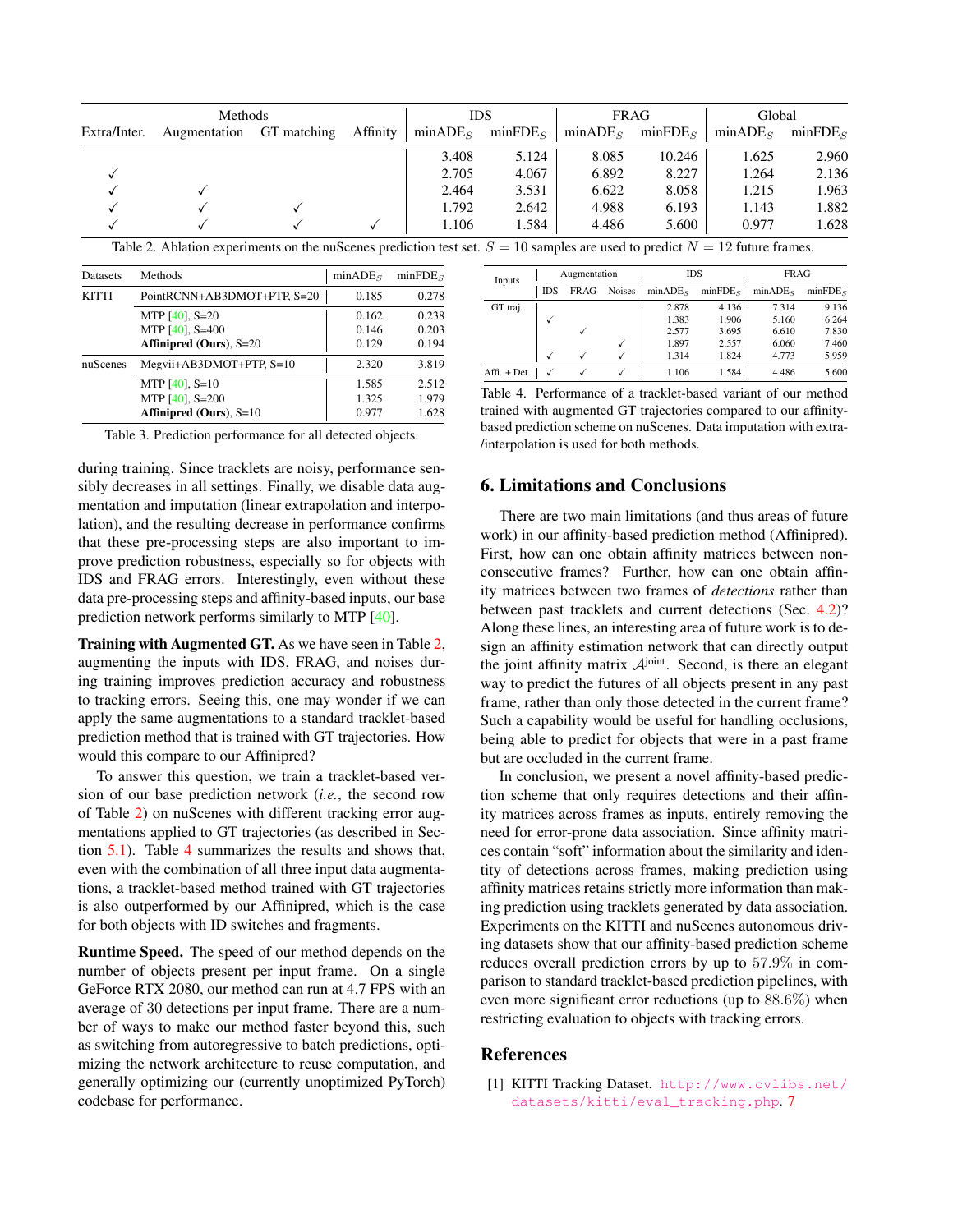| Methods | | | | IDS | | FRAG | | Global | |
|---|---|---|---|---|---|---|---|---|---|
| Extra/Inter. | Augmentation | GT matching | Affinity | minADE$_S$ | minFDE$_S$ | minADE$_S$ | minFDE$_S$ | minADE$_S$ | minFDE$_S$ |
| | | | | 3.408 | 5.124 | 8.085 | 10.246 | 1.625 | 2.960 |
| ✓ | | | | 2.705 | 4.067 | 6.892 | 8.227 | 1.264 | 2.136 |
| ✓ | ✓ | | | 2.464 | 3.531 | 6.622 | 8.058 | 1.215 | 1.963 |
| ✓ | ✓ | ✓ | | 1.792 | 2.642 | 4.988 | 6.193 | 1.143 | 1.882 |
| ✓ | ✓ | ✓ | ✓ | 1.106 | 1.584 | 4.486 | 5.600 | 0.977 | 1.628 |

Table 2. Ablation experiments on the nuScenes prediction test set. $S = 10$ samples are used to predict $N = 12$ future frames.

| Datasets | Methods | minADE$_S$ | minFDE$_S$ |
|---|---|---|---|
| KITTI | PointRCNN+AB3DMOT+PTP, S=20 | 0.185 | 0.278 |
| | MTP [40], S=20 | 0.162 | 0.238 |
| | MTP [40], S=400 | 0.146 | 0.203 |
| | **Affinipred (Ours)**, S=20 | 0.129 | 0.194 |
| nuScenes | Megvii+AB3DMOT+PTP, S=10 | 2.320 | 3.819 |
| | MTP [40], S=10 | 1.585 | 2.512 |
| | MTP [40], S=200 | 1.325 | 1.979 |
| | **Affinipred (Ours)**, S=10 | 0.977 | 1.628 |

Table 3. Prediction performance for all detected objects.

during training. Since tracklets are noisy, performance sensibly decreases in all settings. Finally, we disable data augmentation and imputation (linear extrapolation and interpolation), and the resulting decrease in performance confirms that these pre-processing steps are also important to improve prediction robustness, especially so for objects with IDS and FRAG errors. Interestingly, even without these data pre-processing steps and affinity-based inputs, our base prediction network performs similarly to MTP [40].

**Training with Augmented GT.** As we have seen in Table 2, augmenting the inputs with IDS, FRAG, and noises during training improves prediction accuracy and robustness to tracking errors. Seeing this, one may wonder if we can apply the same augmentations to a standard tracklet-based prediction method that is trained with GT trajectories. How would this compare to our Affinipred?

To answer this question, we train a tracklet-based version of our base prediction network (*i.e.*, the second row of Table 2) on nuScenes with different tracking error augmentations applied to GT trajectories (as described in Section 5.1). Table 4 summarizes the results and shows that, even with the combination of all three input data augmentations, a tracklet-based method trained with GT trajectories is also outperformed by our Affinipred, which is the case for both objects with ID switches and fragments.

**Runtime Speed.** The speed of our method depends on the number of objects present per input frame. On a single GeForce RTX 2080, our method can run at 4.7 FPS with an average of 30 detections per input frame. There are a number of ways to make our method faster beyond this, such as switching from autoregressive to batch predictions, optimizing the network architecture to reuse computation, and generally optimizing our (currently unoptimized PyTorch) codebase for performance.

| Inputs | Augmentation | | | IDS | | FRAG | |
|---|---|---|---|---|---|---|---|
| | IDS | FRAG | Noises | minADE$_S$ | minFDE$_S$ | minADE$_S$ | minFDE$_S$ |
| GT traj. | | | | 2.878 | 4.136 | 7.314 | 9.136 |
| | ✓ | | | 1.383 | 1.906 | 5.160 | 6.264 |
| | | ✓ | | 2.577 | 3.695 | 6.610 | 7.830 |
| | | | ✓ | 1.897 | 2.557 | 6.060 | 7.460 |
| | ✓ | ✓ | ✓ | 1.314 | 1.824 | 4.773 | 5.959 |
| Affi. + Det. | ✓ | ✓ | ✓ | 1.106 | 1.584 | 4.486 | 5.600 |

Table 4. Performance of a tracklet-based variant of our method trained with augmented GT trajectories compared to our affinity-based prediction scheme on nuScenes. Data imputation with extra-/interpolation is used for both methods.

## 6. Limitations and Conclusions

There are two main limitations (and thus areas of future work) in our affinity-based prediction method (Affinipred). First, how can one obtain affinity matrices between non-consecutive frames? Further, how can one obtain affinity matrices between two frames of *detections* rather than between past tracklets and current detections (Sec. 4.2)? Along these lines, an interesting area of future work is to design an affinity estimation network that can directly output the joint affinity matrix $\mathcal{A}^{\text{joint}}$. Second, is there an elegant way to predict the futures of all objects present in any past frame, rather than only those detected in the current frame? Such a capability would be useful for handling occlusions, being able to predict for objects that were in a past frame but are occluded in the current frame.

In conclusion, we present a novel affinity-based prediction scheme that only requires detections and their affinity matrices across frames as inputs, entirely removing the need for error-prone data association. Since affinity matrices contain "soft" information about the similarity and identity of detections across frames, making prediction using affinity matrices retains strictly more information than making prediction using tracklets generated by data association. Experiments on the KITTI and nuScenes autonomous driving datasets show that our affinity-based prediction scheme reduces overall prediction errors by up to 57.9% in comparison to standard tracklet-based prediction pipelines, with even more significant error reductions (up to 88.6%) when restricting evaluation to objects with tracking errors.

## References

[1] KITTI Tracking Dataset. http://www.cvlibs.net/datasets/kitti/eval_tracking.php. 7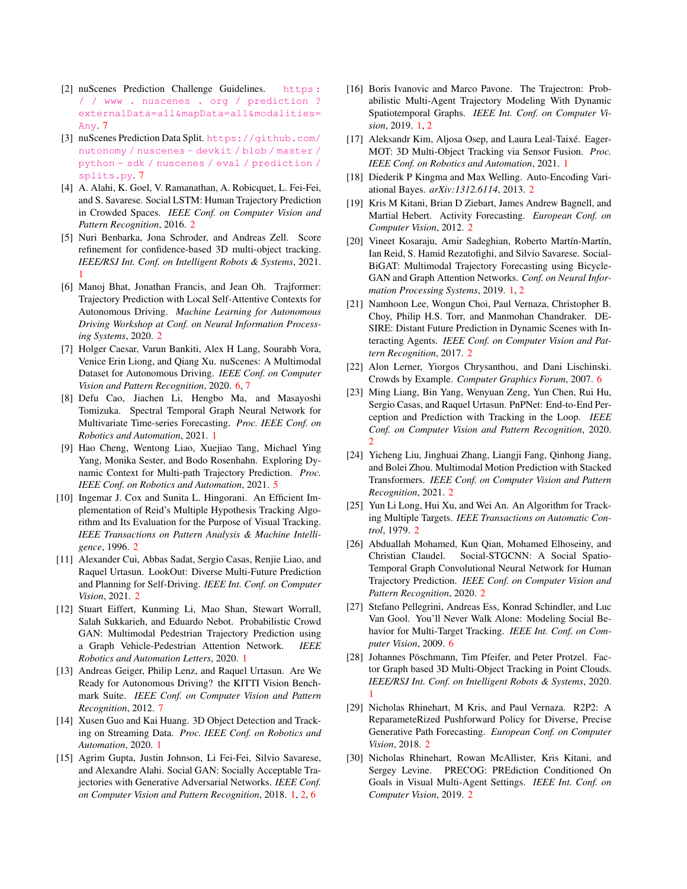[2] nuScenes Prediction Challenge Guidelines. https://www.nuscenes.org/prediction?externalData=all&mapData=all&modalities=Any. 7

[3] nuScenes Prediction Data Split. https://github.com/nutonomy/nuscenes-devkit/blob/master/python-sdk/nuscenes/eval/prediction/splits.py. 7

[4] A. Alahi, K. Goel, V. Ramanathan, A. Robicquet, L. Fei-Fei, and S. Savarese. Social LSTM: Human Trajectory Prediction in Crowded Spaces. *IEEE Conf. on Computer Vision and Pattern Recognition*, 2016. 2

[5] Nuri Benbarka, Jona Schroder, and Andreas Zell. Score refinement for confidence-based 3D multi-object tracking. *IEEE/RSJ Int. Conf. on Intelligent Robots & Systems*, 2021. 1

[6] Manoj Bhat, Jonathan Francis, and Jean Oh. Trajformer: Trajectory Prediction with Local Self-Attentive Contexts for Autonomous Driving. *Machine Learning for Autonomous Driving Workshop at Conf. on Neural Information Processing Systems*, 2020. 2

[7] Holger Caesar, Varun Bankiti, Alex H Lang, Sourabh Vora, Venice Erin Liong, and Qiang Xu. nuScenes: A Multimodal Dataset for Autonomous Driving. *IEEE Conf. on Computer Vision and Pattern Recognition*, 2020. 6, 7

[8] Defu Cao, Jiachen Li, Hengbo Ma, and Masayoshi Tomizuka. Spectral Temporal Graph Neural Network for Multivariate Time-series Forecasting. *Proc. IEEE Conf. on Robotics and Automation*, 2021. 1

[9] Hao Cheng, Wentong Liao, Xuejiao Tang, Michael Ying Yang, Monika Sester, and Bodo Rosenhahn. Exploring Dynamic Context for Multi-path Trajectory Prediction. *Proc. IEEE Conf. on Robotics and Automation*, 2021. 5

[10] Ingemar J. Cox and Sunita L. Hingorani. An Efficient Implementation of Reid's Multiple Hypothesis Tracking Algorithm and Its Evaluation for the Purpose of Visual Tracking. *IEEE Transactions on Pattern Analysis & Machine Intelligence*, 1996. 2

[11] Alexander Cui, Abbas Sadat, Sergio Casas, Renjie Liao, and Raquel Urtasun. LookOut: Diverse Multi-Future Prediction and Planning for Self-Driving. *IEEE Int. Conf. on Computer Vision*, 2021. 2

[12] Stuart Eiffert, Kunming Li, Mao Shan, Stewart Worrall, Salah Sukkarieh, and Eduardo Nebot. Probabilistic Crowd GAN: Multimodal Pedestrian Trajectory Prediction using a Graph Vehicle-Pedestrian Attention Network. *IEEE Robotics and Automation Letters*, 2020. 1

[13] Andreas Geiger, Philip Lenz, and Raquel Urtasun. Are We Ready for Autonomous Driving? the KITTI Vision Benchmark Suite. *IEEE Conf. on Computer Vision and Pattern Recognition*, 2012. 7

[14] Xusen Guo and Kai Huang. 3D Object Detection and Tracking on Streaming Data. *Proc. IEEE Conf. on Robotics and Automation*, 2020. 1

[15] Agrim Gupta, Justin Johnson, Li Fei-Fei, Silvio Savarese, and Alexandre Alahi. Social GAN: Socially Acceptable Trajectories with Generative Adversarial Networks. *IEEE Conf. on Computer Vision and Pattern Recognition*, 2018. 1, 2, 6

[16] Boris Ivanovic and Marco Pavone. The Trajectron: Probabilistic Multi-Agent Trajectory Modeling With Dynamic Spatiotemporal Graphs. *IEEE Int. Conf. on Computer Vision*, 2019. 1, 2

[17] Aleksandr Kim, Aljosa Osep, and Laura Leal-Taixé. EagerMOT: 3D Multi-Object Tracking via Sensor Fusion. *Proc. IEEE Conf. on Robotics and Automation*, 2021. 1

[18] Diederik P Kingma and Max Welling. Auto-Encoding Variational Bayes. *arXiv:1312.6114*, 2013. 2

[19] Kris M Kitani, Brian D Ziebart, James Andrew Bagnell, and Martial Hebert. Activity Forecasting. *European Conf. on Computer Vision*, 2012. 2

[20] Vineet Kosaraju, Amir Sadeghian, Roberto Martín-Martín, Ian Reid, S. Hamid Rezatofighi, and Silvio Savarese. Social-BiGAT: Multimodal Trajectory Forecasting using Bicycle-GAN and Graph Attention Networks. *Conf. on Neural Information Processing Systems*, 2019. 1, 2

[21] Namhoon Lee, Wongun Choi, Paul Vernaza, Christopher B. Choy, Philip H.S. Torr, and Manmohan Chandraker. DESIRE: Distant Future Prediction in Dynamic Scenes with Interacting Agents. *IEEE Conf. on Computer Vision and Pattern Recognition*, 2017. 2

[22] Alon Lerner, Yiorgos Chrysanthou, and Dani Lischinski. Crowds by Example. *Computer Graphics Forum*, 2007. 6

[23] Ming Liang, Bin Yang, Wenyuan Zeng, Yun Chen, Rui Hu, Sergio Casas, and Raquel Urtasun. PnPNet: End-to-End Perception and Prediction with Tracking in the Loop. *IEEE Conf. on Computer Vision and Pattern Recognition*, 2020. 2

[24] Yicheng Liu, Jinghuai Zhang, Liangji Fang, Qinhong Jiang, and Bolei Zhou. Multimodal Motion Prediction with Stacked Transformers. *IEEE Conf. on Computer Vision and Pattern Recognition*, 2021. 2

[25] Yun Li Long, Hui Xu, and Wei An. An Algorithm for Tracking Multiple Targets. *IEEE Transactions on Automatic Control*, 1979. 2

[26] Abduallah Mohamed, Kun Qian, Mohamed Elhoseiny, and Christian Claudel. Social-STGCNN: A Social Spatio-Temporal Graph Convolutional Neural Network for Human Trajectory Prediction. *IEEE Conf. on Computer Vision and Pattern Recognition*, 2020. 2

[27] Stefano Pellegrini, Andreas Ess, Konrad Schindler, and Luc Van Gool. You'll Never Walk Alone: Modeling Social Behavior for Multi-Target Tracking. *IEEE Int. Conf. on Computer Vision*, 2009. 6

[28] Johannes Pöschmann, Tim Pfeifer, and Peter Protzel. Factor Graph based 3D Multi-Object Tracking in Point Clouds. *IEEE/RSJ Int. Conf. on Intelligent Robots & Systems*, 2020. 1

[29] Nicholas Rhinehart, M Kris, and Paul Vernaza. R2P2: A ReparameteRized Pushforward Policy for Diverse, Precise Generative Path Forecasting. *European Conf. on Computer Vision*, 2018. 2

[30] Nicholas Rhinehart, Rowan McAllister, Kris Kitani, and Sergey Levine. PRECOG: PREdiction Conditioned On Goals in Visual Multi-Agent Settings. *IEEE Int. Conf. on Computer Vision*, 2019. 2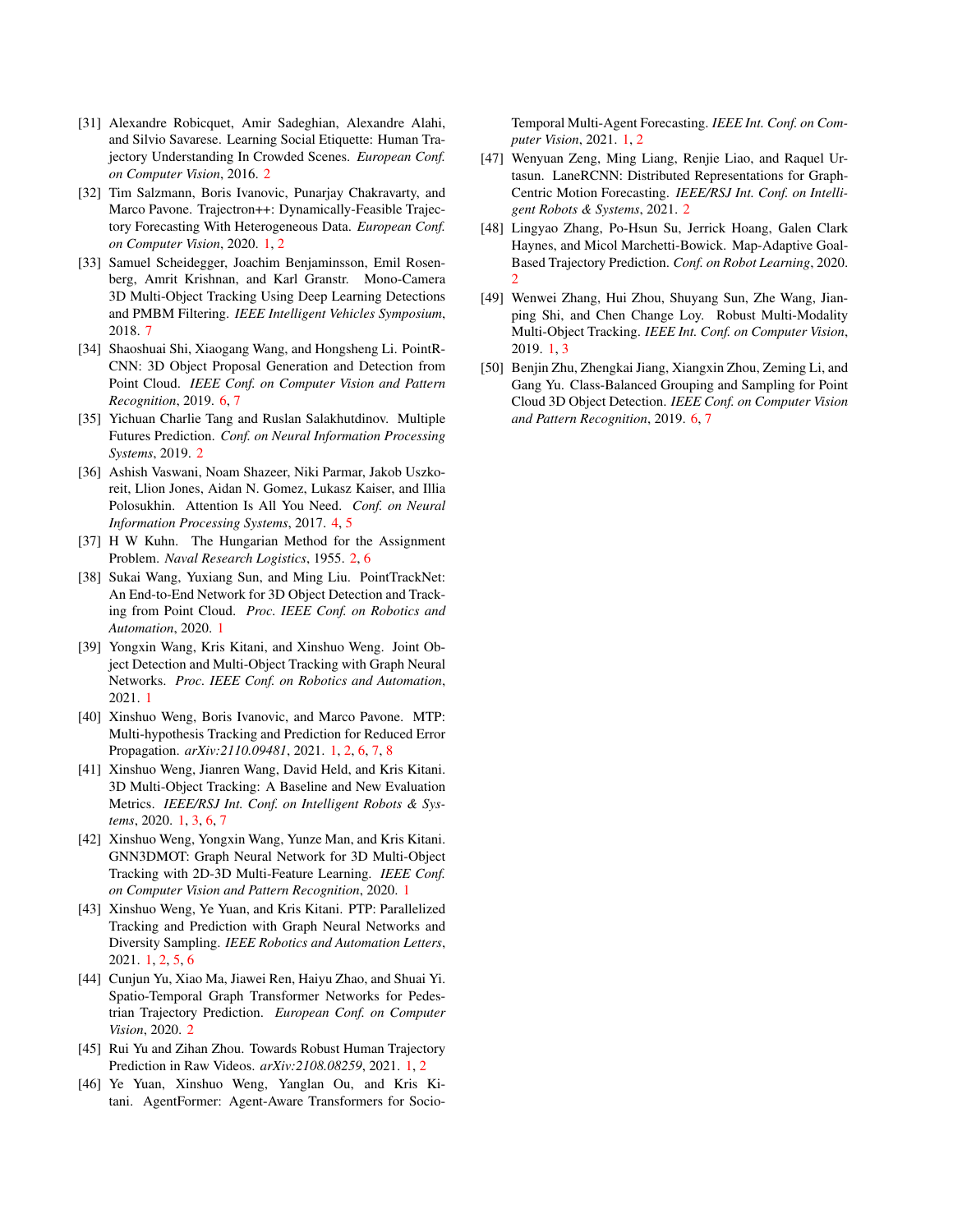[31] Alexandre Robicquet, Amir Sadeghian, Alexandre Alahi, and Silvio Savarese. Learning Social Etiquette: Human Trajectory Understanding In Crowded Scenes. *European Conf. on Computer Vision*, 2016. 2

[32] Tim Salzmann, Boris Ivanovic, Punarjay Chakravarty, and Marco Pavone. Trajectron++: Dynamically-Feasible Trajectory Forecasting With Heterogeneous Data. *European Conf. on Computer Vision*, 2020. 1, 2

[33] Samuel Scheidegger, Joachim Benjaminsson, Emil Rosenberg, Amrit Krishnan, and Karl Granstr. Mono-Camera 3D Multi-Object Tracking Using Deep Learning Detections and PMBM Filtering. *IEEE Intelligent Vehicles Symposium*, 2018. 7

[34] Shaoshuai Shi, Xiaogang Wang, and Hongsheng Li. PointRCNN: 3D Object Proposal Generation and Detection from Point Cloud. *IEEE Conf. on Computer Vision and Pattern Recognition*, 2019. 6, 7

[35] Yichuan Charlie Tang and Ruslan Salakhutdinov. Multiple Futures Prediction. *Conf. on Neural Information Processing Systems*, 2019. 2

[36] Ashish Vaswani, Noam Shazeer, Niki Parmar, Jakob Uszkoreit, Llion Jones, Aidan N. Gomez, Lukasz Kaiser, and Illia Polosukhin. Attention Is All You Need. *Conf. on Neural Information Processing Systems*, 2017. 4, 5

[37] H W Kuhn. The Hungarian Method for the Assignment Problem. *Naval Research Logistics*, 1955. 2, 6

[38] Sukai Wang, Yuxiang Sun, and Ming Liu. PointTrackNet: An End-to-End Network for 3D Object Detection and Tracking from Point Cloud. *Proc. IEEE Conf. on Robotics and Automation*, 2020. 1

[39] Yongxin Wang, Kris Kitani, and Xinshuo Weng. Joint Object Detection and Multi-Object Tracking with Graph Neural Networks. *Proc. IEEE Conf. on Robotics and Automation*, 2021. 1

[40] Xinshuo Weng, Boris Ivanovic, and Marco Pavone. MTP: Multi-hypothesis Tracking and Prediction for Reduced Error Propagation. *arXiv:2110.09481*, 2021. 1, 2, 6, 7, 8

[41] Xinshuo Weng, Jianren Wang, David Held, and Kris Kitani. 3D Multi-Object Tracking: A Baseline and New Evaluation Metrics. *IEEE/RSJ Int. Conf. on Intelligent Robots & Systems*, 2020. 1, 3, 6, 7

[42] Xinshuo Weng, Yongxin Wang, Yunze Man, and Kris Kitani. GNN3DMOT: Graph Neural Network for 3D Multi-Object Tracking with 2D-3D Multi-Feature Learning. *IEEE Conf. on Computer Vision and Pattern Recognition*, 2020. 1

[43] Xinshuo Weng, Ye Yuan, and Kris Kitani. PTP: Parallelized Tracking and Prediction with Graph Neural Networks and Diversity Sampling. *IEEE Robotics and Automation Letters*, 2021. 1, 2, 5, 6

[44] Cunjun Yu, Xiao Ma, Jiawei Ren, Haiyu Zhao, and Shuai Yi. Spatio-Temporal Graph Transformer Networks for Pedestrian Trajectory Prediction. *European Conf. on Computer Vision*, 2020. 2

[45] Rui Yu and Zihan Zhou. Towards Robust Human Trajectory Prediction in Raw Videos. *arXiv:2108.08259*, 2021. 1, 2

[46] Ye Yuan, Xinshuo Weng, Yanglan Ou, and Kris Kitani. AgentFormer: Agent-Aware Transformers for Socio-Temporal Multi-Agent Forecasting. *IEEE Int. Conf. on Computer Vision*, 2021. 1, 2

[47] Wenyuan Zeng, Ming Liang, Renjie Liao, and Raquel Urtasun. LaneRCNN: Distributed Representations for Graph-Centric Motion Forecasting. *IEEE/RSJ Int. Conf. on Intelligent Robots & Systems*, 2021. 2

[48] Lingyao Zhang, Po-Hsun Su, Jerrick Hoang, Galen Clark Haynes, and Micol Marchetti-Bowick. Map-Adaptive Goal-Based Trajectory Prediction. *Conf. on Robot Learning*, 2020. 2

[49] Wenwei Zhang, Hui Zhou, Shuyang Sun, Zhe Wang, Jianping Shi, and Chen Change Loy. Robust Multi-Modality Multi-Object Tracking. *IEEE Int. Conf. on Computer Vision*, 2019. 1, 3

[50] Benjin Zhu, Zhengkai Jiang, Xiangxin Zhou, Zeming Li, and Gang Yu. Class-Balanced Grouping and Sampling for Point Cloud 3D Object Detection. *IEEE Conf. on Computer Vision and Pattern Recognition*, 2019. 6, 7